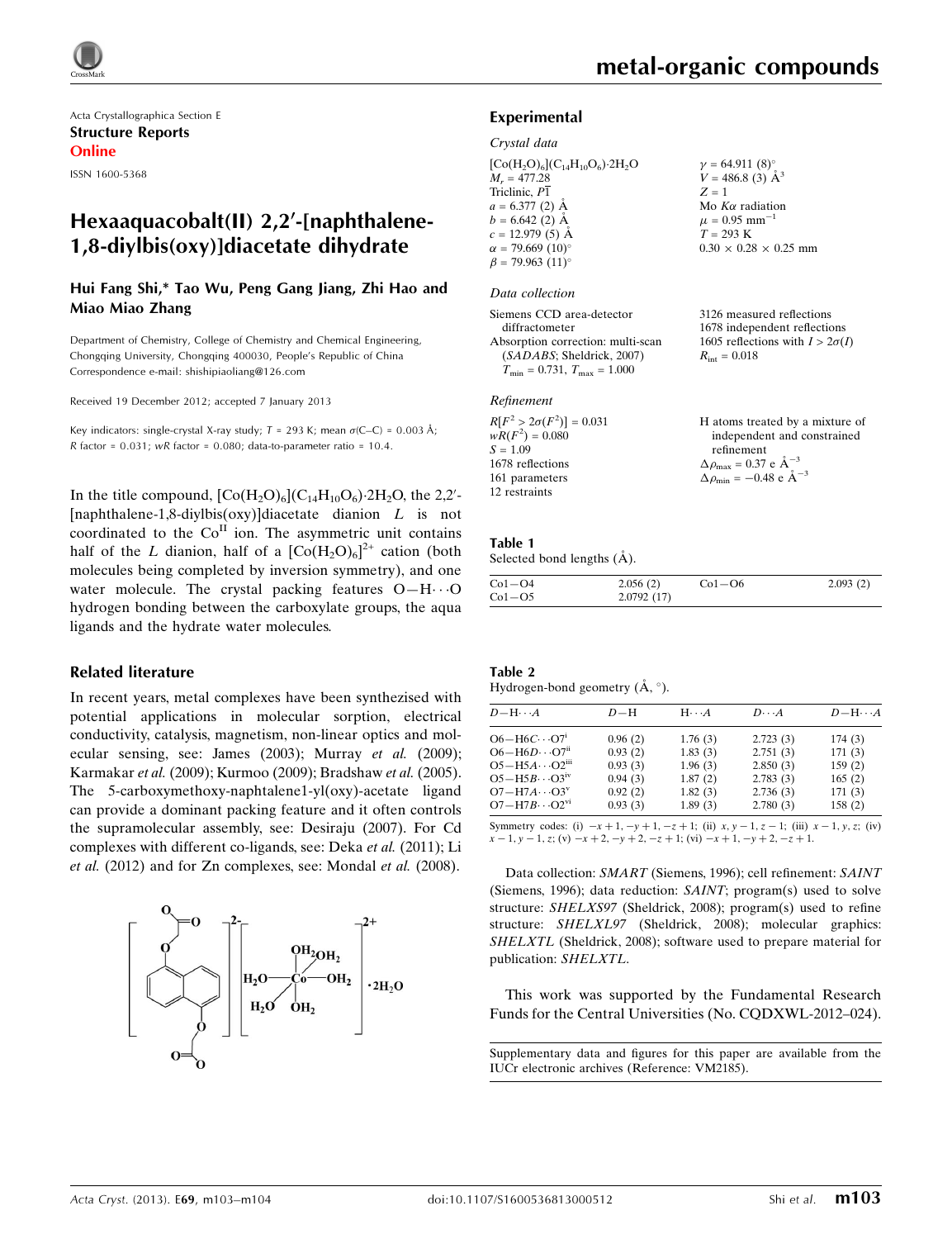Acta Crystallographica Section E
**Structure Reports Online**
ISSN 1600-5368

# Hexaaquacobalt(II) 2,2′-[naphthalene-1,8-diylbis(oxy)]diacetate dihydrate

**Hui Fang Shi,* Tao Wu, Peng Gang Jiang, Zhi Hao and Miao Miao Zhang**

Department of Chemistry, College of Chemistry and Chemical Engineering, Chongqing University, Chongqing 400030, People's Republic of China
Correspondence e-mail: shishipiaoliang@126.com

Received 19 December 2012; accepted 7 January 2013

Key indicators: single-crystal X-ray study; $T$ = 293 K; mean $\sigma$(C–C) = 0.003 Å; $R$ factor = 0.031; $wR$ factor = 0.080; data-to-parameter ratio = 10.4.

In the title compound, $[Co(H_2O)_6](C_{14}H_{10}O_6)\cdot 2H_2O$, the 2,2′-[naphthalene-1,8-diylbis(oxy)]diacetate dianion $L$ is not coordinated to the $Co^{II}$ ion. The asymmetric unit contains half of the $L$ dianion, half of a $[Co(H_2O)_6]^{2+}$ cation (both molecules being completed by inversion symmetry), and one water molecule. The crystal packing features O—H⋯O hydrogen bonding between the carboxylate groups, the aqua ligands and the hydrate water molecules.

## Related literature

In recent years, metal complexes have been synthezised with potential applications in molecular sorption, electrical conductivity, catalysis, magnetism, non-linear optics and molecular sensing, see: James (2003); Murray *et al.* (2009); Karmakar *et al.* (2009); Kurmoo (2009); Bradshaw *et al.* (2005). The 5-carboxymethoxy-naphtalene1-yl(oxy)-acetate ligand can provide a dominant packing feature and it often controls the supramolecular assembly, see: Desiraju (2007). For Cd complexes with different co-ligands, see: Deka *et al.* (2011); Li *et al.* (2012) and for Zn complexes, see: Mondal *et al.* (2008).

## Experimental

### Crystal data

$[Co(H_2O)_6](C_{14}H_{10}O_6)\cdot 2H_2O$
$M_r$ = 477.28
Triclinic, $P\overline{1}$
$a$ = 6.377 (2) Å
$b$ = 6.642 (2) Å
$c$ = 12.979 (5) Å
$\alpha$ = 79.669 (10)°
$\beta$ = 79.963 (11)°
$\gamma$ = 64.911 (8)°
$V$ = 486.8 (3) Å$^3$
$Z$ = 1
Mo $K\alpha$ radiation
$\mu$ = 0.95 mm$^{-1}$
$T$ = 293 K
0.30 × 0.28 × 0.25 mm

### Data collection

Siemens CCD area-detector diffractometer
Absorption correction: multi-scan (*SADABS*; Sheldrick, 2007)
$T_{min}$ = 0.731, $T_{max}$ = 1.000
3126 measured reflections
1678 independent reflections
1605 reflections with $I > 2\sigma(I)$
$R_{int}$ = 0.018

### Refinement

$R[F^2 > 2\sigma(F^2)]$ = 0.031
$wR(F^2)$ = 0.080
$S$ = 1.09
1678 reflections
161 parameters
12 restraints
H atoms treated by a mixture of independent and constrained refinement
$\Delta\rho_{max}$ = 0.37 e Å$^{-3}$
$\Delta\rho_{min}$ = −0.48 e Å$^{-3}$

**Table 1**
Selected bond lengths (Å).

| | | | |
|---|---|---|---|
| Co1—O4 | 2.056 (2) | Co1—O6 | 2.093 (2) |
| Co1—O5 | 2.0792 (17) | | |

**Table 2**
Hydrogen-bond geometry (Å, °).

| $D$—H⋯$A$ | $D$—H | H⋯$A$ | $D$⋯$A$ | $D$—H⋯$A$ |
|---|---|---|---|---|
| O6—H6C⋯O7$^{i}$ | 0.96 (2) | 1.76 (3) | 2.723 (3) | 174 (3) |
| O6—H6D⋯O7$^{ii}$ | 0.93 (2) | 1.83 (3) | 2.751 (3) | 171 (3) |
| O5—H5A⋯O2$^{iii}$ | 0.93 (3) | 1.96 (3) | 2.850 (3) | 159 (2) |
| O5—H5B⋯O3$^{iv}$ | 0.94 (3) | 1.87 (2) | 2.783 (3) | 165 (2) |
| O7—H7A⋯O3$^{v}$ | 0.92 (2) | 1.82 (3) | 2.736 (3) | 171 (3) |
| O7—H7B⋯O2$^{vi}$ | 0.93 (3) | 1.89 (3) | 2.780 (3) | 158 (2) |

Symmetry codes: (i) $-x+1, -y+1, -z+1$; (ii) $x, y-1, z-1$; (iii) $x-1, y, z$; (iv) $x-1, y-1, z$; (v) $-x+2, -y+2, -z+1$; (vi) $-x+1, -y+2, -z+1$.

Data collection: *SMART* (Siemens, 1996); cell refinement: *SAINT* (Siemens, 1996); data reduction: *SAINT*; program(s) used to solve structure: *SHELXS97* (Sheldrick, 2008); program(s) used to refine structure: *SHELXL97* (Sheldrick, 2008); molecular graphics: *SHELXTL* (Sheldrick, 2008); software used to prepare material for publication: *SHELXTL*.

This work was supported by the Fundamental Research Funds for the Central Universities (No. CQDXWL-2012–024).

Supplementary data and figures for this paper are available from the IUCr electronic archives (Reference: VM2185).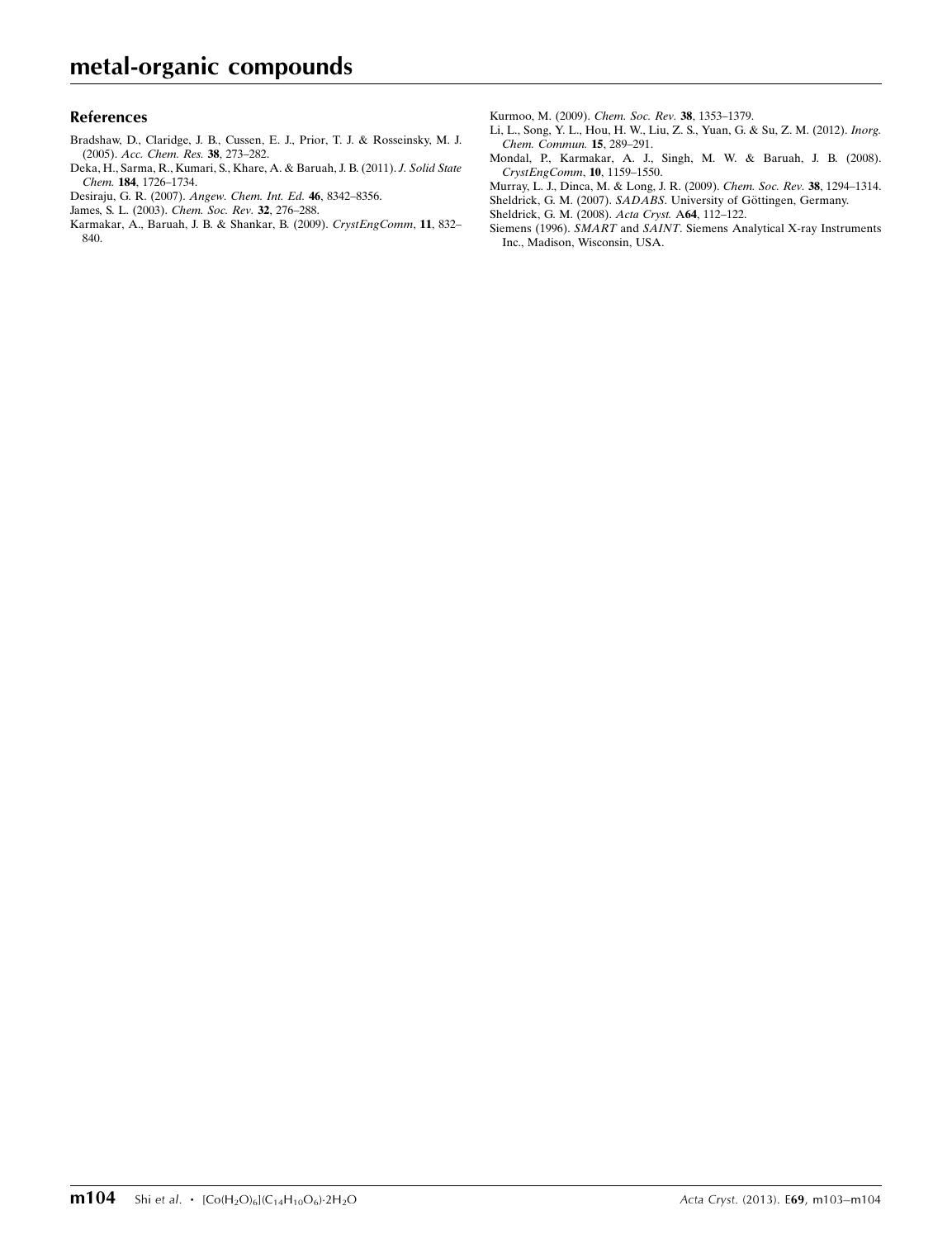## References

Bradshaw, D., Claridge, J. B., Cussen, E. J., Prior, T. J. & Rosseinsky, M. J. (2005). *Acc. Chem. Res.* **38**, 273–282.

Deka, H., Sarma, R., Kumari, S., Khare, A. & Baruah, J. B. (2011). *J. Solid State Chem.* **184**, 1726–1734.

Desiraju, G. R. (2007). *Angew. Chem. Int. Ed.* **46**, 8342–8356.

James, S. L. (2003). *Chem. Soc. Rev.* **32**, 276–288.

Karmakar, A., Baruah, J. B. & Shankar, B. (2009). *CrystEngComm*, **11**, 832–840.

Kurmoo, M. (2009). *Chem. Soc. Rev.* **38**, 1353–1379.

Li, L., Song, Y. L., Hou, H. W., Liu, Z. S., Yuan, G. & Su, Z. M. (2012). *Inorg. Chem. Commun.* **15**, 289–291.

Mondal, P., Karmakar, A. J., Singh, M. W. & Baruah, J. B. (2008). *CrystEngComm*, **10**, 1159–1550.

Murray, L. J., Dinca, M. & Long, J. R. (2009). *Chem. Soc. Rev.* **38**, 1294–1314.

Sheldrick, G. M. (2007). *SADABS*. University of Göttingen, Germany.

Sheldrick, G. M. (2008). *Acta Cryst.* A**64**, 112–122.

Siemens (1996). *SMART* and *SAINT*. Siemens Analytical X-ray Instruments Inc., Madison, Wisconsin, USA.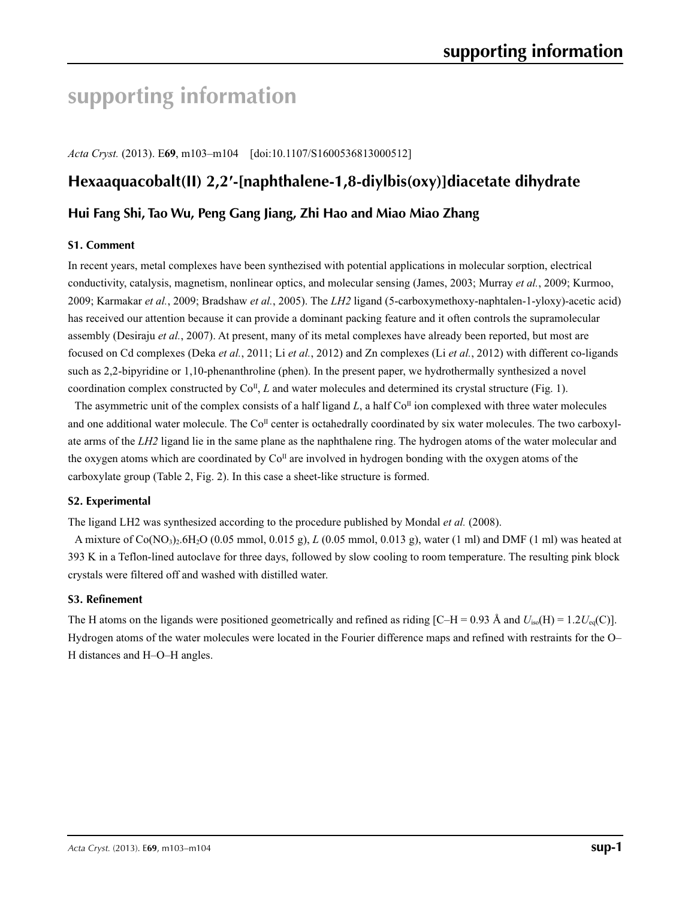# supporting information

*Acta Cryst.* (2013). E**69**, m103–m104 [doi:10.1107/S1600536813000512]

## Hexaaquacobalt(II) 2,2′-[naphthalene-1,8-diylbis(oxy)]diacetate dihydrate

### Hui Fang Shi, Tao Wu, Peng Gang Jiang, Zhi Hao and Miao Miao Zhang

#### S1. Comment

In recent years, metal complexes have been synthezised with potential applications in molecular sorption, electrical conductivity, catalysis, magnetism, nonlinear optics, and molecular sensing (James, 2003; Murray *et al.*, 2009; Kurmoo, 2009; Karmakar *et al.*, 2009; Bradshaw *et al.*, 2005). The *LH2* ligand (5-carboxymethoxy-naphtalen-1-yloxy)-acetic acid) has received our attention because it can provide a dominant packing feature and it often controls the supramolecular assembly (Desiraju *et al.*, 2007). At present, many of its metal complexes have already been reported, but most are focused on Cd complexes (Deka *et al.*, 2011; Li *et al.*, 2012) and Zn complexes (Li *et al.*, 2012) with different co-ligands such as 2,2-bipyridine or 1,10-phenanthroline (phen). In the present paper, we hydrothermally synthesized a novel coordination complex constructed by Co$^{II}$, *L* and water molecules and determined its crystal structure (Fig. 1).

The asymmetric unit of the complex consists of a half ligand *L*, a half Co$^{II}$ ion complexed with three water molecules and one additional water molecule. The Co$^{II}$ center is octahedrally coordinated by six water molecules. The two carboxylate arms of the *LH2* ligand lie in the same plane as the naphthalene ring. The hydrogen atoms of the water molecular and the oxygen atoms which are coordinated by Co$^{II}$ are involved in hydrogen bonding with the oxygen atoms of the carboxylate group (Table 2, Fig. 2). In this case a sheet-like structure is formed.

#### S2. Experimental

The ligand LH2 was synthesized according to the procedure published by Mondal *et al.* (2008).

A mixture of $Co(NO_3)_2.6H_2O$ (0.05 mmol, 0.015 g), *L* (0.05 mmol, 0.013 g), water (1 ml) and DMF (1 ml) was heated at 393 K in a Teflon-lined autoclave for three days, followed by slow cooling to room temperature. The resulting pink block crystals were filtered off and washed with distilled water.

#### S3. Refinement

The H atoms on the ligands were positioned geometrically and refined as riding [C–H = 0.93 Å and $U_{iso}(H) = 1.2U_{eq}(C)$]. Hydrogen atoms of the water molecules were located in the Fourier difference maps and refined with restraints for the O–H distances and H–O–H angles.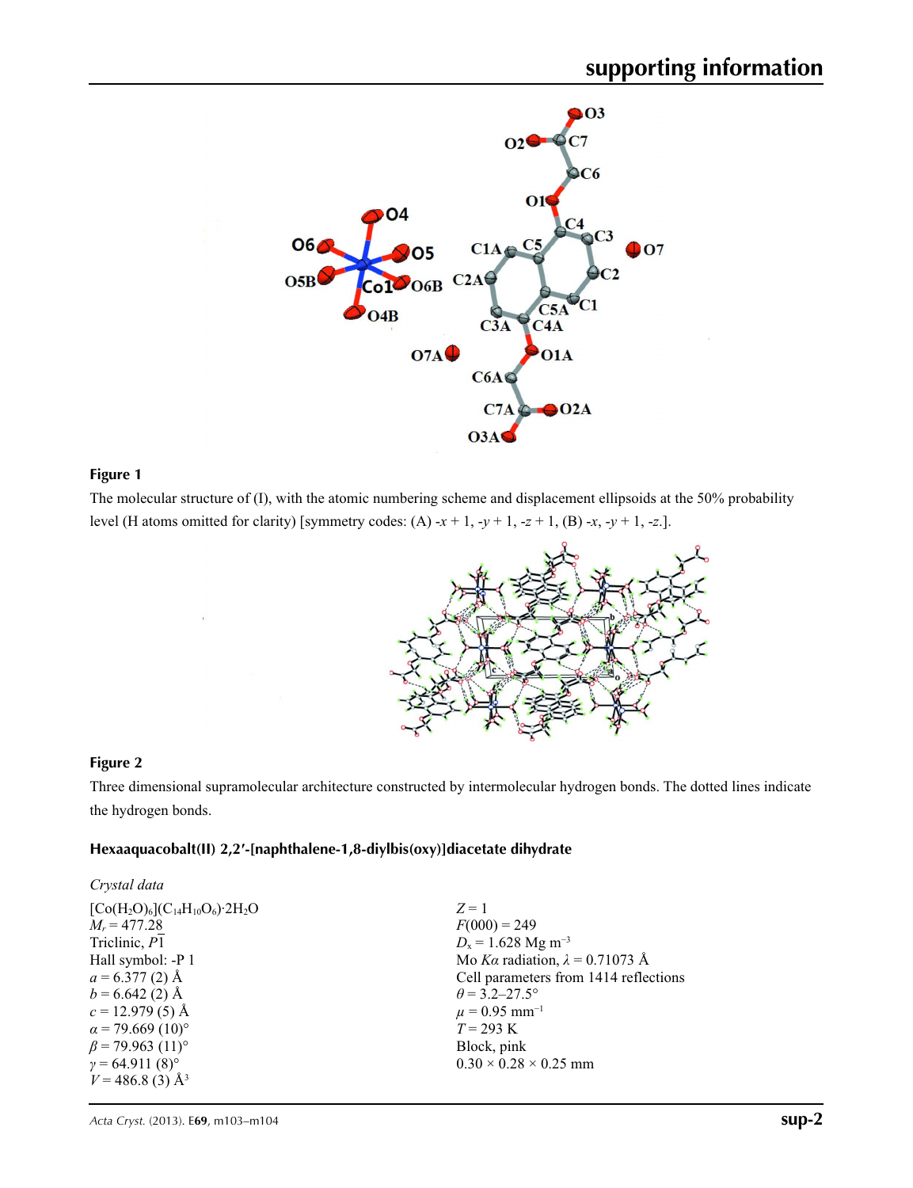**Figure 1**

The molecular structure of (I), with the atomic numbering scheme and displacement ellipsoids at the 50% probability level (H atoms omitted for clarity) [symmetry codes: (A) -*x* + 1, -*y* + 1, -*z* + 1, (B) -*x*, -*y* + 1, -*z*.].

**Figure 2**

Three dimensional supramolecular architecture constructed by intermolecular hydrogen bonds. The dotted lines indicate the hydrogen bonds.

## Hexaaquacobalt(II) 2,2′-[naphthalene-1,8-diylbis(oxy)]diacetate dihydrate

*Crystal data*

$[Co(H_2O)_6](C_{14}H_{10}O_6)\cdot 2H_2O$
$M_r = 477.28$
Triclinic, $P\overline{1}$
Hall symbol: -P 1
$a = 6.377$ (2) Å
$b = 6.642$ (2) Å
$c = 12.979$ (5) Å
$\alpha = 79.669$ (10)°
$\beta = 79.963$ (11)°
$\gamma = 64.911$ (8)°
$V = 486.8$ (3) Å$^3$
$Z = 1$
$F(000) = 249$
$D_x = 1.628$ Mg m$^{-3}$
Mo $K\alpha$ radiation, $\lambda = 0.71073$ Å
Cell parameters from 1414 reflections
$\theta = 3.2$–27.5°
$\mu = 0.95$ mm$^{-1}$
$T = 293$ K
Block, pink
0.30 × 0.28 × 0.25 mm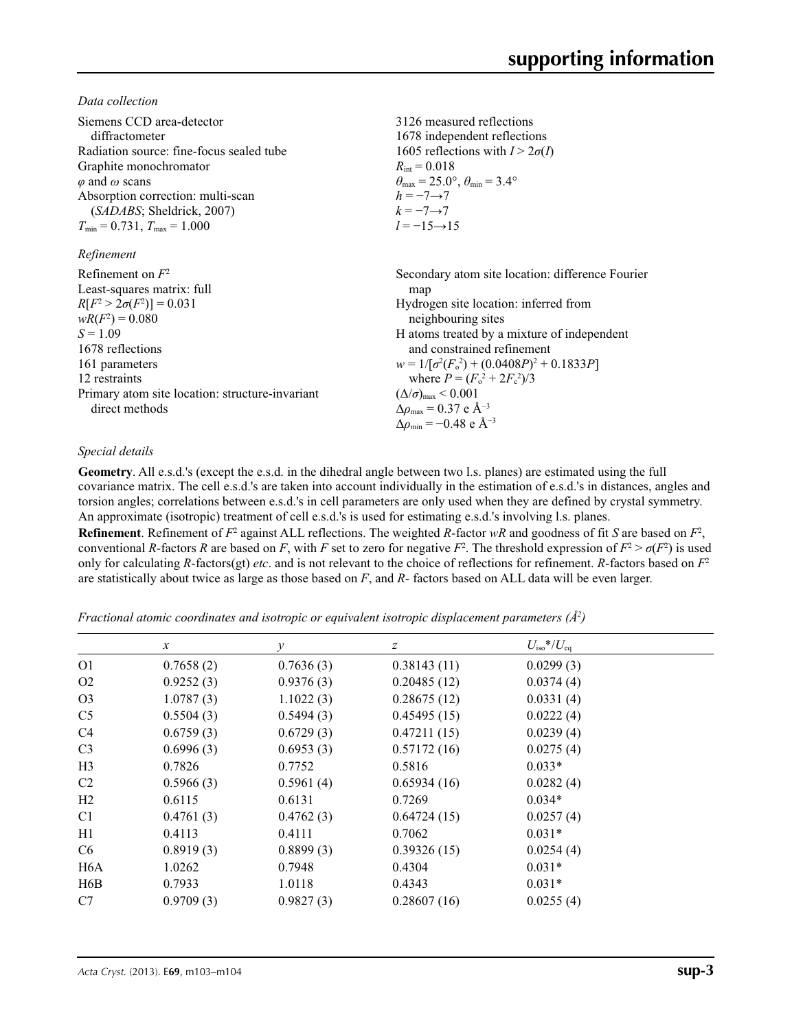*Data collection*

Siemens CCD area-detector diffractometer
Radiation source: fine-focus sealed tube
Graphite monochromator
$\varphi$ and $\omega$ scans
Absorption correction: multi-scan (*SADABS*; Sheldrick, 2007)
$T_{min}$ = 0.731, $T_{max}$ = 1.000
3126 measured reflections
1678 independent reflections
1605 reflections with $I > 2\sigma(I)$
$R_{int}$ = 0.018
$\theta_{max}$ = 25.0°, $\theta_{min}$ = 3.4°
$h$ = −7→7
$k$ = −7→7
$l$ = −15→15

*Refinement*

Refinement on $F^2$
Least-squares matrix: full
$R[F^2 > 2\sigma(F^2)]$ = 0.031
$wR(F^2)$ = 0.080
$S$ = 1.09
1678 reflections
161 parameters
12 restraints
Primary atom site location: structure-invariant direct methods
Secondary atom site location: difference Fourier map
Hydrogen site location: inferred from neighbouring sites
H atoms treated by a mixture of independent and constrained refinement
$w = 1/[\sigma^2(F_o^2) + (0.0408P)^2 + 0.1833P]$ where $P = (F_o^2 + 2F_c^2)/3$
$(\Delta/\sigma)_{max} < 0.001$
$\Delta\rho_{max}$ = 0.37 e Å$^{-3}$
$\Delta\rho_{min}$ = −0.48 e Å$^{-3}$

*Special details*

**Geometry**. All e.s.d.'s (except the e.s.d. in the dihedral angle between two l.s. planes) are estimated using the full covariance matrix. The cell e.s.d.'s are taken into account individually in the estimation of e.s.d.'s in distances, angles and torsion angles; correlations between e.s.d.'s in cell parameters are only used when they are defined by crystal symmetry. An approximate (isotropic) treatment of cell e.s.d.'s is used for estimating e.s.d.'s involving l.s. planes.

**Refinement**. Refinement of $F^2$ against ALL reflections. The weighted $R$-factor $wR$ and goodness of fit $S$ are based on $F^2$, conventional $R$-factors $R$ are based on $F$, with $F$ set to zero for negative $F^2$. The threshold expression of $F^2 > \sigma(F^2)$ is used only for calculating $R$-factors(gt) *etc*. and is not relevant to the choice of reflections for refinement. $R$-factors based on $F^2$ are statistically about twice as large as those based on $F$, and $R$- factors based on ALL data will be even larger.

*Fractional atomic coordinates and isotropic or equivalent isotropic displacement parameters (Å$^2$)*

| | $x$ | $y$ | $z$ | $U_{iso}$*/$U_{eq}$ |
|---|---|---|---|---|
| O1 | 0.7658 (2) | 0.7636 (3) | 0.38143 (11) | 0.0299 (3) |
| O2 | 0.9252 (3) | 0.9376 (3) | 0.20485 (12) | 0.0374 (4) |
| O3 | 1.0787 (3) | 1.1022 (3) | 0.28675 (12) | 0.0331 (4) |
| C5 | 0.5504 (3) | 0.5494 (3) | 0.45495 (15) | 0.0222 (4) |
| C4 | 0.6759 (3) | 0.6729 (3) | 0.47211 (15) | 0.0239 (4) |
| C3 | 0.6996 (3) | 0.6953 (3) | 0.57172 (16) | 0.0275 (4) |
| H3 | 0.7826 | 0.7752 | 0.5816 | 0.033* |
| C2 | 0.5966 (3) | 0.5961 (4) | 0.65934 (16) | 0.0282 (4) |
| H2 | 0.6115 | 0.6131 | 0.7269 | 0.034* |
| C1 | 0.4761 (3) | 0.4762 (3) | 0.64724 (15) | 0.0257 (4) |
| H1 | 0.4113 | 0.4111 | 0.7062 | 0.031* |
| C6 | 0.8919 (3) | 0.8899 (3) | 0.39326 (15) | 0.0254 (4) |
| H6A | 1.0262 | 0.7948 | 0.4304 | 0.031* |
| H6B | 0.7933 | 1.0118 | 0.4343 | 0.031* |
| C7 | 0.9709 (3) | 0.9827 (3) | 0.28607 (16) | 0.0255 (4) |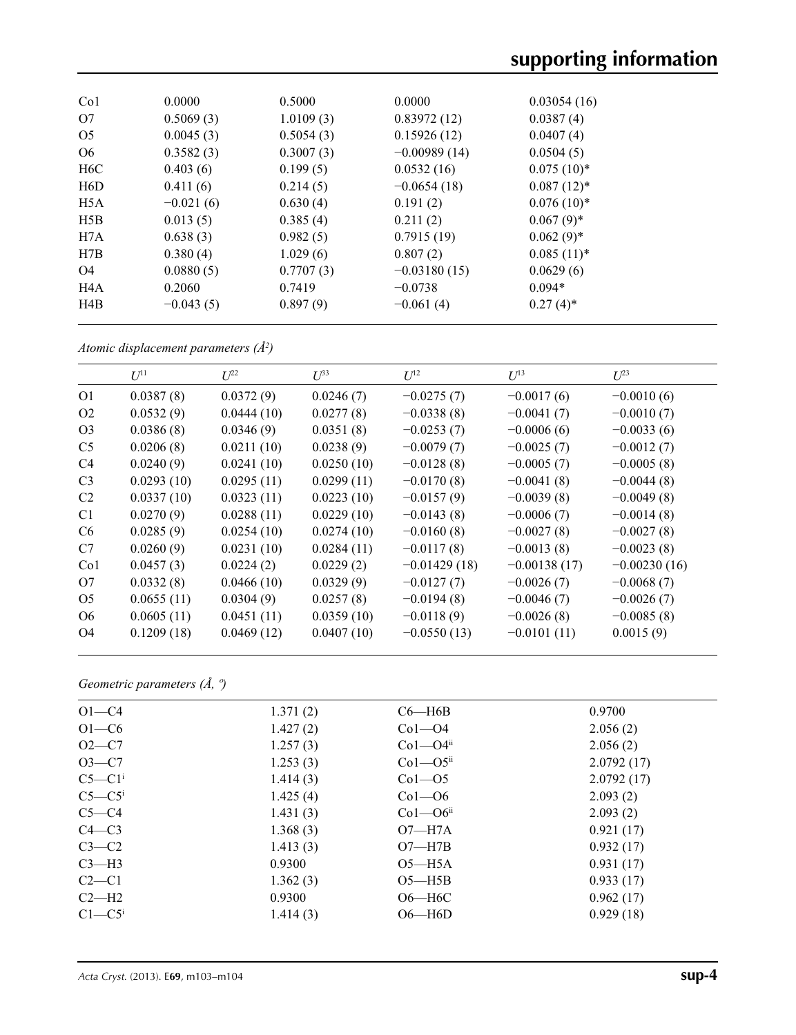| | | | | |
|---|---|---|---|---|
| Co1 | 0.0000 | 0.5000 | 0.0000 | 0.03054 (16) |
| O7 | 0.5069 (3) | 1.0109 (3) | 0.83972 (12) | 0.0387 (4) |
| O5 | 0.0045 (3) | 0.5054 (3) | 0.15926 (12) | 0.0407 (4) |
| O6 | 0.3582 (3) | 0.3007 (3) | −0.00989 (14) | 0.0504 (5) |
| H6C | 0.403 (6) | 0.199 (5) | 0.0532 (16) | 0.075 (10)* |
| H6D | 0.411 (6) | 0.214 (5) | −0.0654 (18) | 0.087 (12)* |
| H5A | −0.021 (6) | 0.630 (4) | 0.191 (2) | 0.076 (10)* |
| H5B | 0.013 (5) | 0.385 (4) | 0.211 (2) | 0.067 (9)* |
| H7A | 0.638 (3) | 0.982 (5) | 0.7915 (19) | 0.062 (9)* |
| H7B | 0.380 (4) | 1.029 (6) | 0.807 (2) | 0.085 (11)* |
| O4 | 0.0880 (5) | 0.7707 (3) | −0.03180 (15) | 0.0629 (6) |
| H4A | 0.2060 | 0.7419 | −0.0738 | 0.094* |
| H4B | −0.043 (5) | 0.897 (9) | −0.061 (4) | 0.27 (4)* |

*Atomic displacement parameters (Å²)*

| | $U^{11}$ | $U^{22}$ | $U^{33}$ | $U^{12}$ | $U^{13}$ | $U^{23}$ |
|---|---|---|---|---|---|---|
| O1 | 0.0387 (8) | 0.0372 (9) | 0.0246 (7) | −0.0275 (7) | −0.0017 (6) | −0.0010 (6) |
| O2 | 0.0532 (9) | 0.0444 (10) | 0.0277 (8) | −0.0338 (8) | −0.0041 (7) | −0.0010 (7) |
| O3 | 0.0386 (8) | 0.0346 (9) | 0.0351 (8) | −0.0253 (7) | −0.0006 (6) | −0.0033 (6) |
| C5 | 0.0206 (8) | 0.0211 (10) | 0.0238 (9) | −0.0079 (7) | −0.0025 (7) | −0.0012 (7) |
| C4 | 0.0240 (9) | 0.0241 (10) | 0.0250 (10) | −0.0128 (8) | −0.0005 (7) | −0.0005 (8) |
| C3 | 0.0293 (10) | 0.0295 (11) | 0.0299 (11) | −0.0170 (8) | −0.0041 (8) | −0.0044 (8) |
| C2 | 0.0337 (10) | 0.0323 (11) | 0.0223 (10) | −0.0157 (9) | −0.0039 (8) | −0.0049 (8) |
| C1 | 0.0270 (9) | 0.0288 (11) | 0.0229 (10) | −0.0143 (8) | −0.0006 (7) | −0.0014 (8) |
| C6 | 0.0285 (9) | 0.0254 (10) | 0.0274 (10) | −0.0160 (8) | −0.0027 (8) | −0.0027 (8) |
| C7 | 0.0260 (9) | 0.0231 (10) | 0.0284 (11) | −0.0117 (8) | −0.0013 (8) | −0.0023 (8) |
| Co1 | 0.0457 (3) | 0.0224 (2) | 0.0229 (2) | −0.01429 (18) | −0.00138 (17) | −0.00230 (16) |
| O7 | 0.0332 (8) | 0.0466 (10) | 0.0329 (9) | −0.0127 (7) | −0.0026 (7) | −0.0068 (7) |
| O5 | 0.0655 (11) | 0.0304 (9) | 0.0257 (8) | −0.0194 (8) | −0.0046 (7) | −0.0026 (7) |
| O6 | 0.0605 (11) | 0.0451 (11) | 0.0359 (10) | −0.0118 (9) | −0.0026 (8) | −0.0085 (8) |
| O4 | 0.1209 (18) | 0.0469 (12) | 0.0407 (10) | −0.0550 (13) | −0.0101 (11) | 0.0015 (9) |

*Geometric parameters (Å, º)*

| | | | |
|---|---|---|---|
| O1—C4 | 1.371 (2) | C6—H6B | 0.9700 |
| O1—C6 | 1.427 (2) | Co1—O4 | 2.056 (2) |
| O2—C7 | 1.257 (3) | Co1—O4$^{ii}$ | 2.056 (2) |
| O3—C7 | 1.253 (3) | Co1—O5$^{ii}$ | 2.0792 (17) |
| C5—C1$^{i}$ | 1.414 (3) | Co1—O5 | 2.0792 (17) |
| C5—C5$^{i}$ | 1.425 (4) | Co1—O6 | 2.093 (2) |
| C5—C4 | 1.431 (3) | Co1—O6$^{ii}$ | 2.093 (2) |
| C4—C3 | 1.368 (3) | O7—H7A | 0.921 (17) |
| C3—C2 | 1.413 (3) | O7—H7B | 0.932 (17) |
| C3—H3 | 0.9300 | O5—H5A | 0.931 (17) |
| C2—C1 | 1.362 (3) | O5—H5B | 0.933 (17) |
| C2—H2 | 0.9300 | O6—H6C | 0.962 (17) |
| C1—C5$^{i}$ | 1.414 (3) | O6—H6D | 0.929 (18) |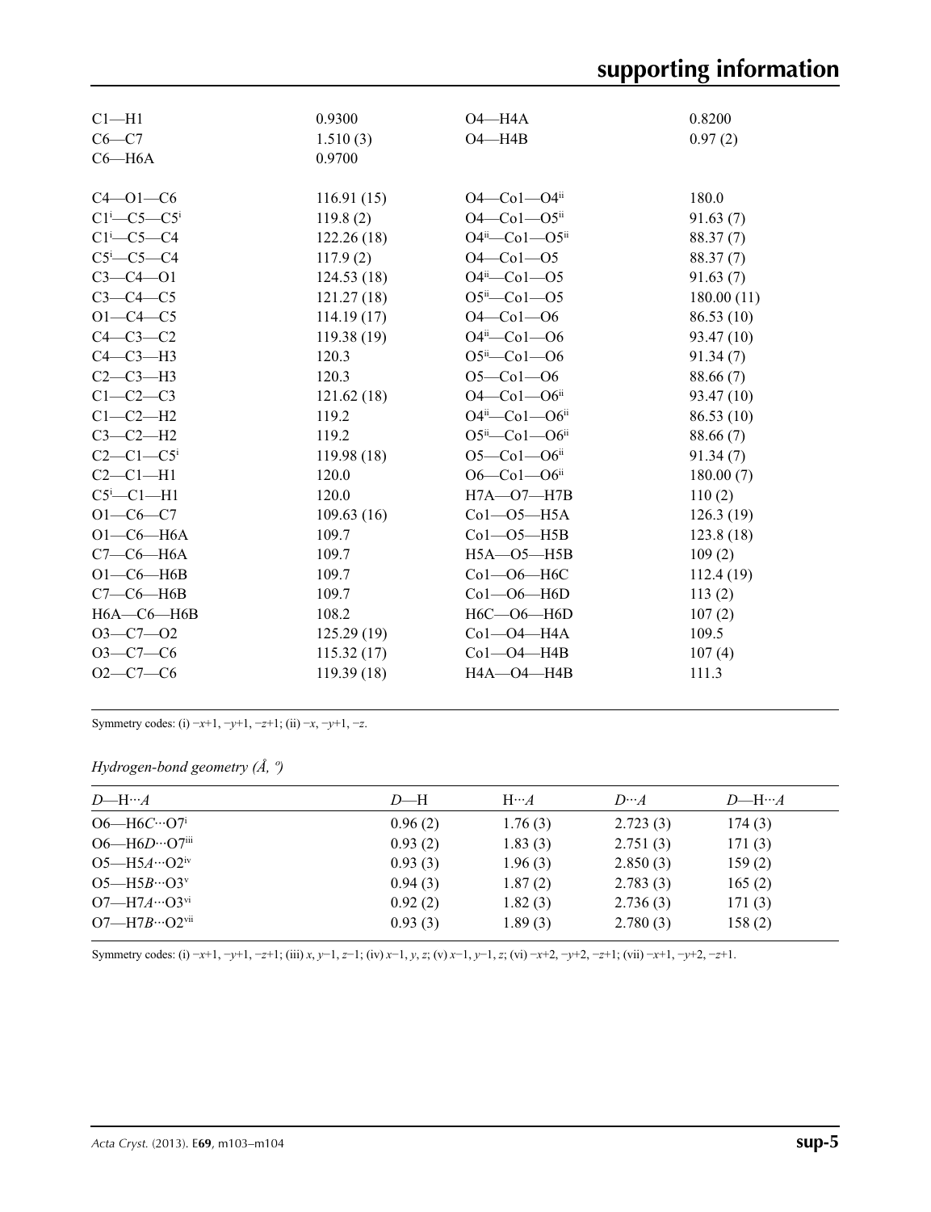| | | | |
|---|---|---|---|
| C1—H1 | 0.9300 | O4—H4A | 0.8200 |
| C6—C7 | 1.510 (3) | O4—H4B | 0.97 (2) |
| C6—H6A | 0.9700 | | |
| | | | |
| C4—O1—C6 | 116.91 (15) | O4—Co1—O4$^{ii}$ | 180.0 |
| C1$^{i}$—C5—C5$^{i}$ | 119.8 (2) | O4—Co1—O5$^{ii}$ | 91.63 (7) |
| C1$^{i}$—C5—C4 | 122.26 (18) | O4$^{ii}$—Co1—O5$^{ii}$ | 88.37 (7) |
| C5$^{i}$—C5—C4 | 117.9 (2) | O4—Co1—O5 | 88.37 (7) |
| C3—C4—O1 | 124.53 (18) | O4$^{ii}$—Co1—O5 | 91.63 (7) |
| C3—C4—C5 | 121.27 (18) | O5$^{ii}$—Co1—O5 | 180.00 (11) |
| O1—C4—C5 | 114.19 (17) | O4—Co1—O6 | 86.53 (10) |
| C4—C3—C2 | 119.38 (19) | O4$^{ii}$—Co1—O6 | 93.47 (10) |
| C4—C3—H3 | 120.3 | O5$^{ii}$—Co1—O6 | 91.34 (7) |
| C2—C3—H3 | 120.3 | O5—Co1—O6 | 88.66 (7) |
| C1—C2—C3 | 121.62 (18) | O4—Co1—O6$^{ii}$ | 93.47 (10) |
| C1—C2—H2 | 119.2 | O4$^{ii}$—Co1—O6$^{ii}$ | 86.53 (10) |
| C3—C2—H2 | 119.2 | O5$^{ii}$—Co1—O6$^{ii}$ | 88.66 (7) |
| C2—C1—C5$^{i}$ | 119.98 (18) | O5—Co1—O6$^{ii}$ | 91.34 (7) |
| C2—C1—H1 | 120.0 | O6—Co1—O6$^{ii}$ | 180.00 (7) |
| C5$^{i}$—C1—H1 | 120.0 | H7A—O7—H7B | 110 (2) |
| O1—C6—C7 | 109.63 (16) | Co1—O5—H5A | 126.3 (19) |
| O1—C6—H6A | 109.7 | Co1—O5—H5B | 123.8 (18) |
| C7—C6—H6A | 109.7 | H5A—O5—H5B | 109 (2) |
| O1—C6—H6B | 109.7 | Co1—O6—H6C | 112.4 (19) |
| C7—C6—H6B | 109.7 | Co1—O6—H6D | 113 (2) |
| H6A—C6—H6B | 108.2 | H6C—O6—H6D | 107 (2) |
| O3—C7—O2 | 125.29 (19) | Co1—O4—H4A | 109.5 |
| O3—C7—C6 | 115.32 (17) | Co1—O4—H4B | 107 (4) |
| O2—C7—C6 | 119.39 (18) | H4A—O4—H4B | 111.3 |

Symmetry codes: (i) −x+1, −y+1, −z+1; (ii) −x, −y+1, −z.

*Hydrogen-bond geometry (Å, º)*

| D—H···A | D—H | H···A | D···A | D—H···A |
|---|---|---|---|---|
| O6—H6C···O7$^{i}$ | 0.96 (2) | 1.76 (3) | 2.723 (3) | 174 (3) |
| O6—H6D···O7$^{iii}$ | 0.93 (2) | 1.83 (3) | 2.751 (3) | 171 (3) |
| O5—H5A···O2$^{iv}$ | 0.93 (3) | 1.96 (3) | 2.850 (3) | 159 (2) |
| O5—H5B···O3$^{v}$ | 0.94 (3) | 1.87 (2) | 2.783 (3) | 165 (2) |
| O7—H7A···O3$^{vi}$ | 0.92 (2) | 1.82 (3) | 2.736 (3) | 171 (3) |
| O7—H7B···O2$^{vii}$ | 0.93 (3) | 1.89 (3) | 2.780 (3) | 158 (2) |

Symmetry codes: (i) −x+1, −y+1, −z+1; (iii) x, y−1, z−1; (iv) x−1, y, z; (v) x−1, y−1, z; (vi) −x+2, −y+2, −z+1; (vii) −x+1, −y+2, −z+1.